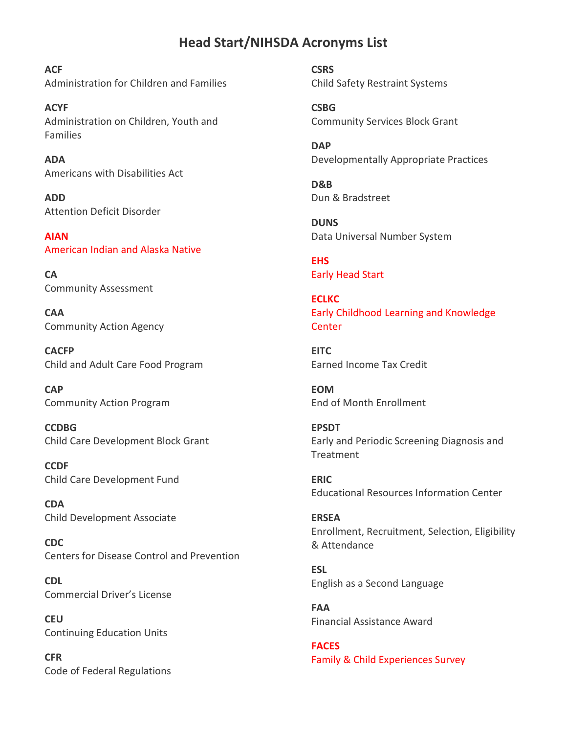# Head Start/NIHSDA Acronyms List

**ACF**
Administration for Children and Families

**ACYF**
Administration on Children, Youth and Families

**ADA**
Americans with Disabilities Act

**ADD**
Attention Deficit Disorder

**AIAN**
American Indian and Alaska Native

**CA**
Community Assessment

**CAA**
Community Action Agency

**CACFP**
Child and Adult Care Food Program

**CAP**
Community Action Program

**CCDBG**
Child Care Development Block Grant

**CCDF**
Child Care Development Fund

**CDA**
Child Development Associate

**CDC**
Centers for Disease Control and Prevention

**CDL**
Commercial Driver's License

**CEU**
Continuing Education Units

**CFR**
Code of Federal Regulations

**CSRS**
Child Safety Restraint Systems

**CSBG**
Community Services Block Grant

**DAP**
Developmentally Appropriate Practices

**D&B**
Dun & Bradstreet

**DUNS**
Data Universal Number System

**EHS**
Early Head Start

**ECLKC**
Early Childhood Learning and Knowledge Center

**EITC**
Earned Income Tax Credit

**EOM**
End of Month Enrollment

**EPSDT**
Early and Periodic Screening Diagnosis and Treatment

**ERIC**
Educational Resources Information Center

**ERSEA**
Enrollment, Recruitment, Selection, Eligibility & Attendance

**ESL**
English as a Second Language

**FAA**
Financial Assistance Award

**FACES**
Family & Child Experiences Survey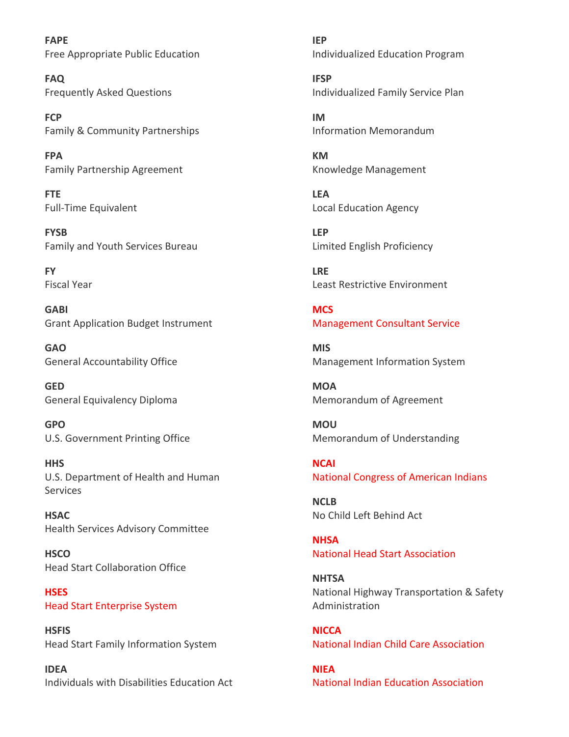**FAPE**
Free Appropriate Public Education

**FAQ**
Frequently Asked Questions

**FCP**
Family & Community Partnerships

**FPA**
Family Partnership Agreement

**FTE**
Full-Time Equivalent

**FYSB**
Family and Youth Services Bureau

**FY**
Fiscal Year

**GABI**
Grant Application Budget Instrument

**GAO**
General Accountability Office

**GED**
General Equivalency Diploma

**GPO**
U.S. Government Printing Office

**HHS**
U.S. Department of Health and Human Services

**HSAC**
Health Services Advisory Committee

**HSCO**
Head Start Collaboration Office

**HSES**
Head Start Enterprise System

**HSFIS**
Head Start Family Information System

**IDEA**
Individuals with Disabilities Education Act

**IEP**
Individualized Education Program

**IFSP**
Individualized Family Service Plan

**IM**
Information Memorandum

**KM**
Knowledge Management

**LEA**
Local Education Agency

**LEP**
Limited English Proficiency

**LRE**
Least Restrictive Environment

**MCS**
Management Consultant Service

**MIS**
Management Information System

**MOA**
Memorandum of Agreement

**MOU**
Memorandum of Understanding

**NCAI**
National Congress of American Indians

**NCLB**
No Child Left Behind Act

**NHSA**
National Head Start Association

**NHTSA**
National Highway Transportation & Safety Administration

**NICCA**
National Indian Child Care Association

**NIEA**
National Indian Education Association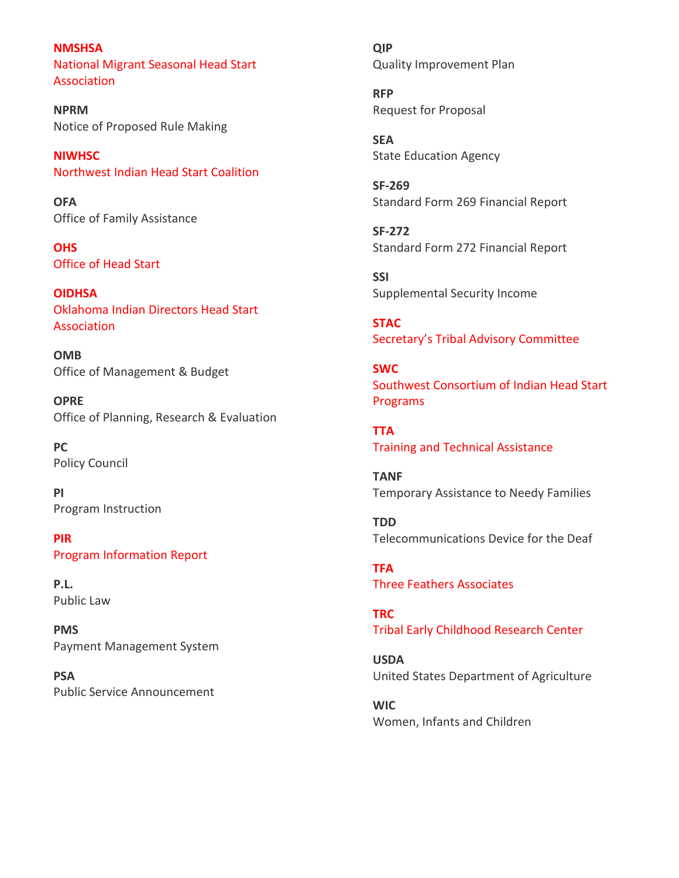**NMSHSA**
National Migrant Seasonal Head Start Association

**NPRM**
Notice of Proposed Rule Making

**NIWHSC**
Northwest Indian Head Start Coalition

**OFA**
Office of Family Assistance

**OHS**
Office of Head Start

**OIDHSA**
Oklahoma Indian Directors Head Start Association

**OMB**
Office of Management & Budget

**OPRE**
Office of Planning, Research & Evaluation

**PC**
Policy Council

**PI**
Program Instruction

**PIR**
Program Information Report

**P.L.**
Public Law

**PMS**
Payment Management System

**PSA**
Public Service Announcement

**QIP**
Quality Improvement Plan

**RFP**
Request for Proposal

**SEA**
State Education Agency

**SF-269**
Standard Form 269 Financial Report

**SF-272**
Standard Form 272 Financial Report

**SSI**
Supplemental Security Income

**STAC**
Secretary's Tribal Advisory Committee

**SWC**
Southwest Consortium of Indian Head Start Programs

**TTA**
Training and Technical Assistance

**TANF**
Temporary Assistance to Needy Families

**TDD**
Telecommunications Device for the Deaf

**TFA**
Three Feathers Associates

**TRC**
Tribal Early Childhood Research Center

**USDA**
United States Department of Agriculture

**WIC**
Women, Infants and Children